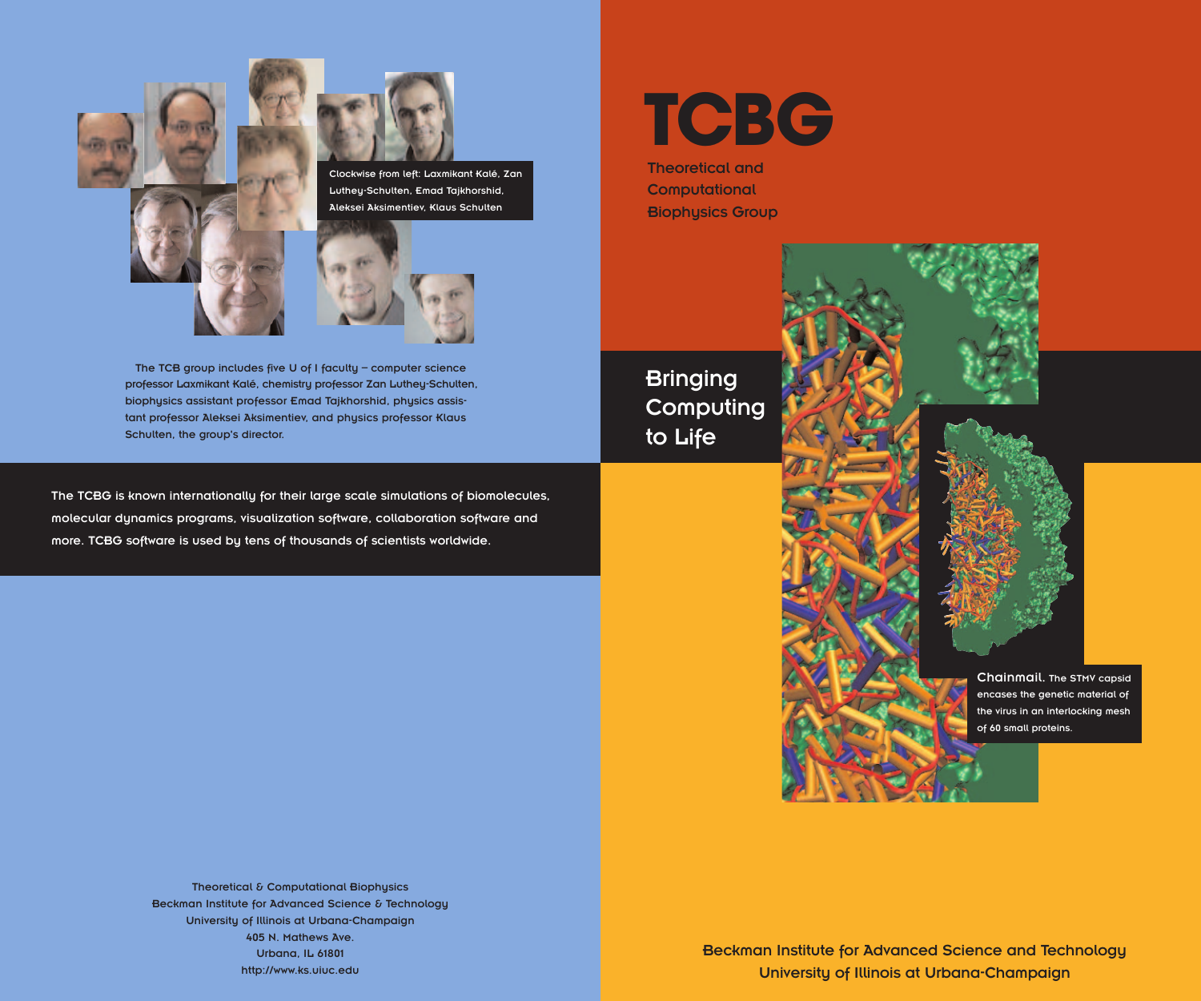Clockwise from left: Laxmikant Kalé, Zan Luthey-Schulten, Emad Tajkhorshid, Aleksei Aksimentiev, Klaus Schulten

The TCB group includes five U of I faculty – computer science professor Laxmikant Kalé, chemistry professor Zan Luthey-Schulten, biophysics assistant professor Emad Tajkhorshid, physics assistant professor Aleksei Aksimentiev, and physics professor Klaus Schulten, the group's director.

The TCBG is known internationally for their large scale simulations of biomolecules, molecular dynamics programs, visualization software, collaboration software and more. TCBG software is used by tens of thousands of scientists worldwide.

Theoretical & Computational Biophysics
Beckman Institute for Advanced Science & Technology
University of Illinois at Urbana-Champaign
405 N. Mathews Ave.
Urbana, IL 61801
http://www.ks.uiuc.edu

# TCBG

Theoretical and Computational Biophysics Group

## Bringing Computing to Life

**Chainmail.** The STMV capsid encases the genetic material of the virus in an interlocking mesh of 60 small proteins.

Beckman Institute for Advanced Science and Technology
University of Illinois at Urbana-Champaign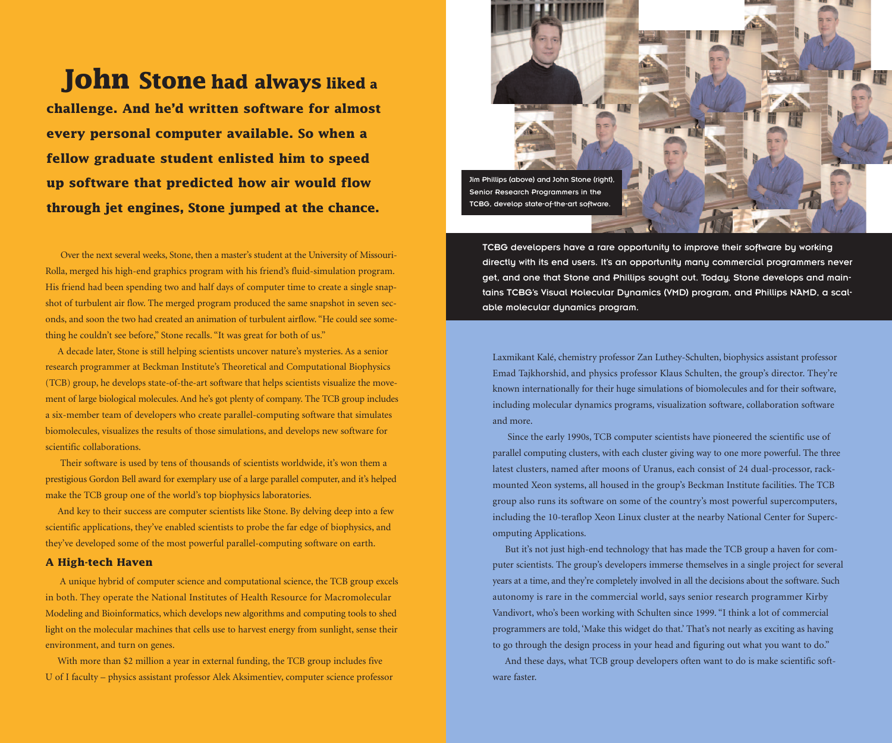# John Stone had always liked a challenge. And he'd written software for almost every personal computer available. So when a fellow graduate student enlisted him to speed up software that predicted how air would flow through jet engines, Stone jumped at the chance.

Over the next several weeks, Stone, then a master's student at the University of Missouri-Rolla, merged his high-end graphics program with his friend's fluid-simulation program. His friend had been spending two and half days of computer time to create a single snapshot of turbulent air flow. The merged program produced the same snapshot in seven seconds, and soon the two had created an animation of turbulent airflow. "He could see something he couldn't see before," Stone recalls. "It was great for both of us."

A decade later, Stone is still helping scientists uncover nature's mysteries. As a senior research programmer at Beckman Institute's Theoretical and Computational Biophysics (TCB) group, he develops state-of-the-art software that helps scientists visualize the movement of large biological molecules. And he's got plenty of company. The TCB group includes a six-member team of developers who create parallel-computing software that simulates biomolecules, visualizes the results of those simulations, and develops new software for scientific collaborations.

Their software is used by tens of thousands of scientists worldwide, it's won them a prestigious Gordon Bell award for exemplary use of a large parallel computer, and it's helped make the TCB group one of the world's top biophysics laboratories.

And key to their success are computer scientists like Stone. By delving deep into a few scientific applications, they've enabled scientists to probe the far edge of biophysics, and they've developed some of the most powerful parallel-computing software on earth.

### A High-tech Haven

A unique hybrid of computer science and computational science, the TCB group excels in both. They operate the National Institutes of Health Resource for Macromolecular Modeling and Bioinformatics, which develops new algorithms and computing tools to shed light on the molecular machines that cells use to harvest energy from sunlight, sense their environment, and turn on genes.

With more than $2 million a year in external funding, the TCB group includes five U of I faculty – physics assistant professor Alek Aksimentiev, computer science professor Laxmikant Kalé, chemistry professor Zan Luthey-Schulten, biophysics assistant professor Emad Tajkhorshid, and physics professor Klaus Schulten, the group's director. They're known internationally for their huge simulations of biomolecules and for their software, including molecular dynamics programs, visualization software, collaboration software and more.

Since the early 1990s, TCB computer scientists have pioneered the scientific use of parallel computing clusters, with each cluster giving way to one more powerful. The three latest clusters, named after moons of Uranus, each consist of 24 dual-processor, rack-mounted Xeon systems, all housed in the group's Beckman Institute facilities. The TCB group also runs its software on some of the country's most powerful supercomputers, including the 10-teraflop Xeon Linux cluster at the nearby National Center for Supercomputing Applications.

But it's not just high-end technology that has made the TCB group a haven for computer scientists. The group's developers immerse themselves in a single project for several years at a time, and they're completely involved in all the decisions about the software. Such autonomy is rare in the commercial world, says senior research programmer Kirby Vandivort, who's been working with Schulten since 1999. "I think a lot of commercial programmers are told, 'Make this widget do that.' That's not nearly as exciting as having to go through the design process in your head and figuring out what you want to do."

And these days, what TCB group developers often want to do is make scientific software faster.

Jim Phillips (above) and John Stone (right), Senior Research Programmers in the TCBG, develop state-of-the-art software.

**TCBG developers have a rare opportunity to improve their software by working directly with its end users. It's an opportunity many commercial programmers never get, and one that Stone and Phillips sought out. Today, Stone develops and maintains TCBG's Visual Molecular Dynamics (VMD) program, and Phillips NAMD, a scalable molecular dynamics program.**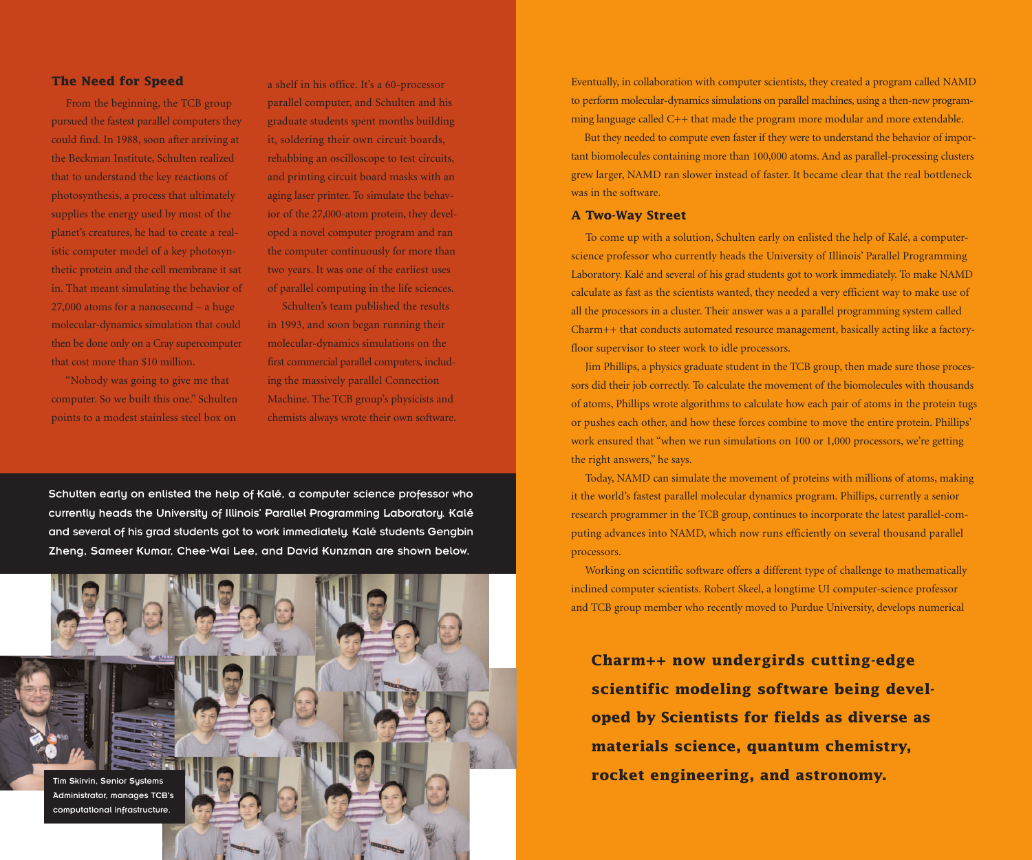## The Need for Speed

From the beginning, the TCB group pursued the fastest parallel computers they could find. In 1988, soon after arriving at the Beckman Institute, Schulten realized that to understand the key reactions of photosynthesis, a process that ultimately supplies the energy used by most of the planet's creatures, he had to create a realistic computer model of a key photosynthetic protein and the cell membrane it sat in. That meant simulating the behavior of 27,000 atoms for a nanosecond – a huge molecular-dynamics simulation that could then be done only on a Cray supercomputer that cost more than $10 million.

"Nobody was going to give me that computer. So we built this one." Schulten points to a modest stainless steel box on a shelf in his office. It's a 60-processor parallel computer, and Schulten and his graduate students spent months building it, soldering their own circuit boards, rehabbing an oscilloscope to test circuits, and printing circuit board masks with an aging laser printer. To simulate the behavior of the 27,000-atom protein, they developed a novel computer program and ran the computer continuously for more than two years. It was one of the earliest uses of parallel computing in the life sciences.

Schulten's team published the results in 1993, and soon began running their molecular-dynamics simulations on the first commercial parallel computers, including the massively parallel Connection Machine. The TCB group's physicists and chemists always wrote their own software.

Schulten early on enlisted the help of Kalé, a computer science professor who currently heads the University of Illinois' Parallel Programming Laboratory. Kalé and several of his grad students got to work immediately. Kalé students Gengbin Zheng, Sameer Kumar, Chee-Wai Lee, and David Kunzman are shown below.

Tim Skirvin, Senior Systems Administrator, manages TCB's computational infrastructure.

Eventually, in collaboration with computer scientists, they created a program called NAMD to perform molecular-dynamics simulations on parallel machines, using a then-new programming language called C++ that made the program more modular and more extendable.

But they needed to compute even faster if they were to understand the behavior of important biomolecules containing more than 100,000 atoms. And as parallel-processing clusters grew larger, NAMD ran slower instead of faster. It became clear that the real bottleneck was in the software.

## A Two-Way Street

To come up with a solution, Schulten early on enlisted the help of Kalé, a computer-science professor who currently heads the University of Illinois' Parallel Programming Laboratory. Kalé and several of his grad students got to work immediately. To make NAMD calculate as fast as the scientists wanted, they needed a very efficient way to make use of all the processors in a cluster. Their answer was a a parallel programming system called Charm++ that conducts automated resource management, basically acting like a factory-floor supervisor to steer work to idle processors.

Jim Phillips, a physics graduate student in the TCB group, then made sure those processors did their job correctly. To calculate the movement of the biomolecules with thousands of atoms, Phillips wrote algorithms to calculate how each pair of atoms in the protein tugs or pushes each other, and how these forces combine to move the entire protein. Phillips' work ensured that "when we run simulations on 100 or 1,000 processors, we're getting the right answers," he says.

Today, NAMD can simulate the movement of proteins with millions of atoms, making it the world's fastest parallel molecular dynamics program. Phillips, currently a senior research programmer in the TCB group, continues to incorporate the latest parallel-computing advances into NAMD, which now runs efficiently on several thousand parallel processors.

Working on scientific software offers a different type of challenge to mathematically inclined computer scientists. Robert Skeel, a longtime UI computer-science professor and TCB group member who recently moved to Purdue University, develops numerical

**Charm++ now undergirds cutting-edge scientific modeling software being developed by Scientists for fields as diverse as materials science, quantum chemistry, rocket engineering, and astronomy.**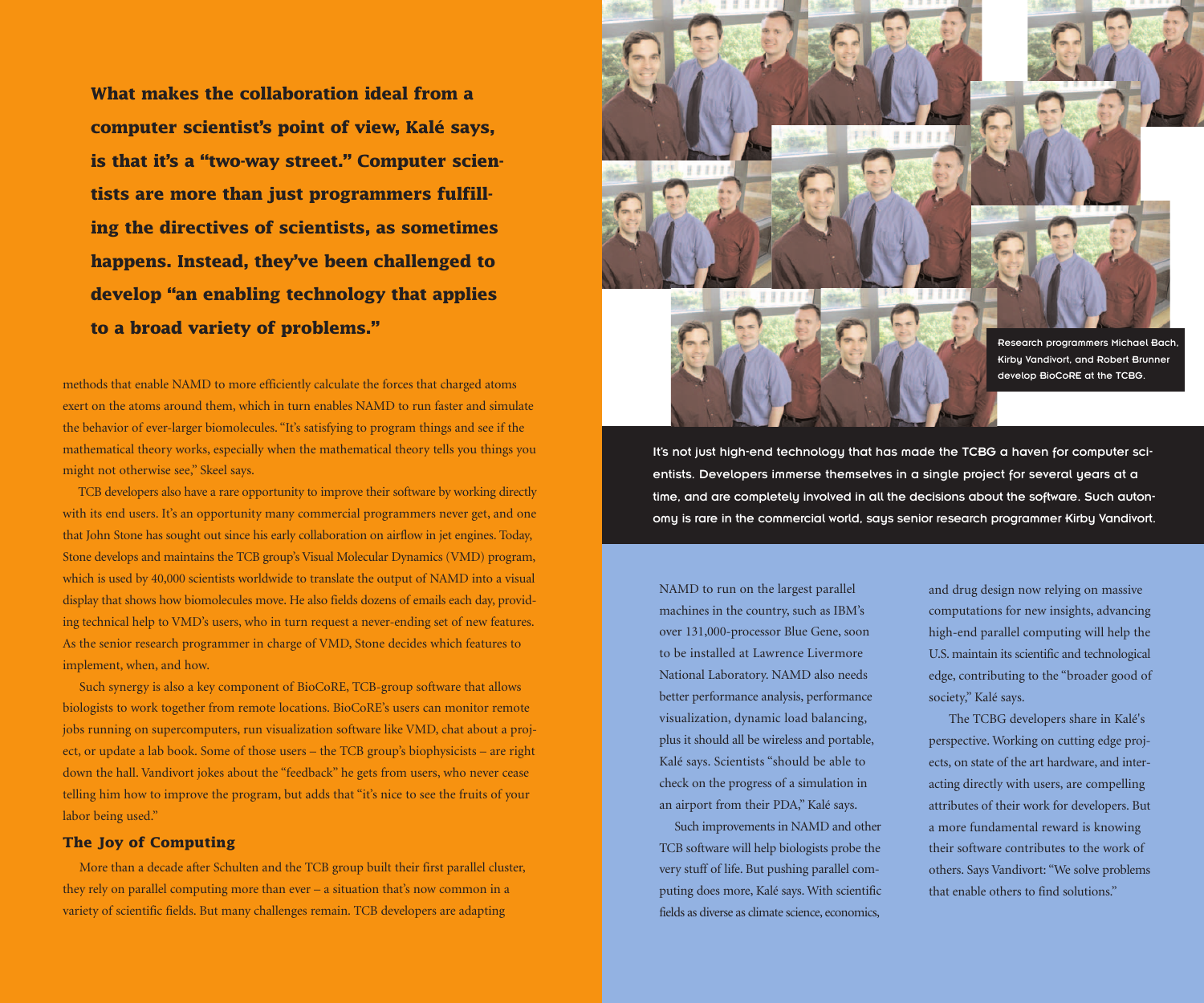**What makes the collaboration ideal from a computer scientist's point of view, Kalé says, is that it's a "two-way street." Computer scientists are more than just programmers fulfilling the directives of scientists, as sometimes happens. Instead, they've been challenged to develop "an enabling technology that applies to a broad variety of problems."**

methods that enable NAMD to more efficiently calculate the forces that charged atoms exert on the atoms around them, which in turn enables NAMD to run faster and simulate the behavior of ever-larger biomolecules. "It's satisfying to program things and see if the mathematical theory works, especially when the mathematical theory tells you things you might not otherwise see," Skeel says.

TCB developers also have a rare opportunity to improve their software by working directly with its end users. It's an opportunity many commercial programmers never get, and one that John Stone has sought out since his early collaboration on airflow in jet engines. Today, Stone develops and maintains the TCB group's Visual Molecular Dynamics (VMD) program, which is used by 40,000 scientists worldwide to translate the output of NAMD into a visual display that shows how biomolecules move. He also fields dozens of emails each day, providing technical help to VMD's users, who in turn request a never-ending set of new features. As the senior research programmer in charge of VMD, Stone decides which features to implement, when, and how.

Such synergy is also a key component of BioCoRE, TCB-group software that allows biologists to work together from remote locations. BioCoRE's users can monitor remote jobs running on supercomputers, run visualization software like VMD, chat about a project, or update a lab book. Some of those users – the TCB group's biophysicists – are right down the hall. Vandivort jokes about the "feedback" he gets from users, who never cease telling him how to improve the program, but adds that "it's nice to see the fruits of your labor being used."

### The Joy of Computing

More than a decade after Schulten and the TCB group built their first parallel cluster, they rely on parallel computing more than ever – a situation that's now common in a variety of scientific fields. But many challenges remain. TCB developers are adapting NAMD to run on the largest parallel machines in the country, such as IBM's over 131,000-processor Blue Gene, soon to be installed at Lawrence Livermore National Laboratory. NAMD also needs better performance analysis, performance visualization, dynamic load balancing, plus it should all be wireless and portable, Kalé says. Scientists "should be able to check on the progress of a simulation in an airport from their PDA," Kalé says.

Such improvements in NAMD and other TCB software will help biologists probe the very stuff of life. But pushing parallel computing does more, Kalé says. With scientific fields as diverse as climate science, economics, and drug design now relying on massive computations for new insights, advancing high-end parallel computing will help the U.S. maintain its scientific and technological edge, contributing to the "broader good of society," Kalé says.

The TCBG developers share in Kalé's perspective. Working on cutting edge projects, on state of the art hardware, and interacting directly with users, are compelling attributes of their work for developers. But a more fundamental reward is knowing their software contributes to the work of others. Says Vandivort: "We solve problems that enable others to find solutions."

Research programmers Michael Bach, Kirby Vandivort, and Robert Brunner develop BioCoRE at the TCBG.

**It's not just high-end technology that has made the TCBG a haven for computer scientists. Developers immerse themselves in a single project for several years at a time, and are completely involved in all the decisions about the software. Such autonomy is rare in the commercial world, says senior research programmer Kirby Vandivort.**